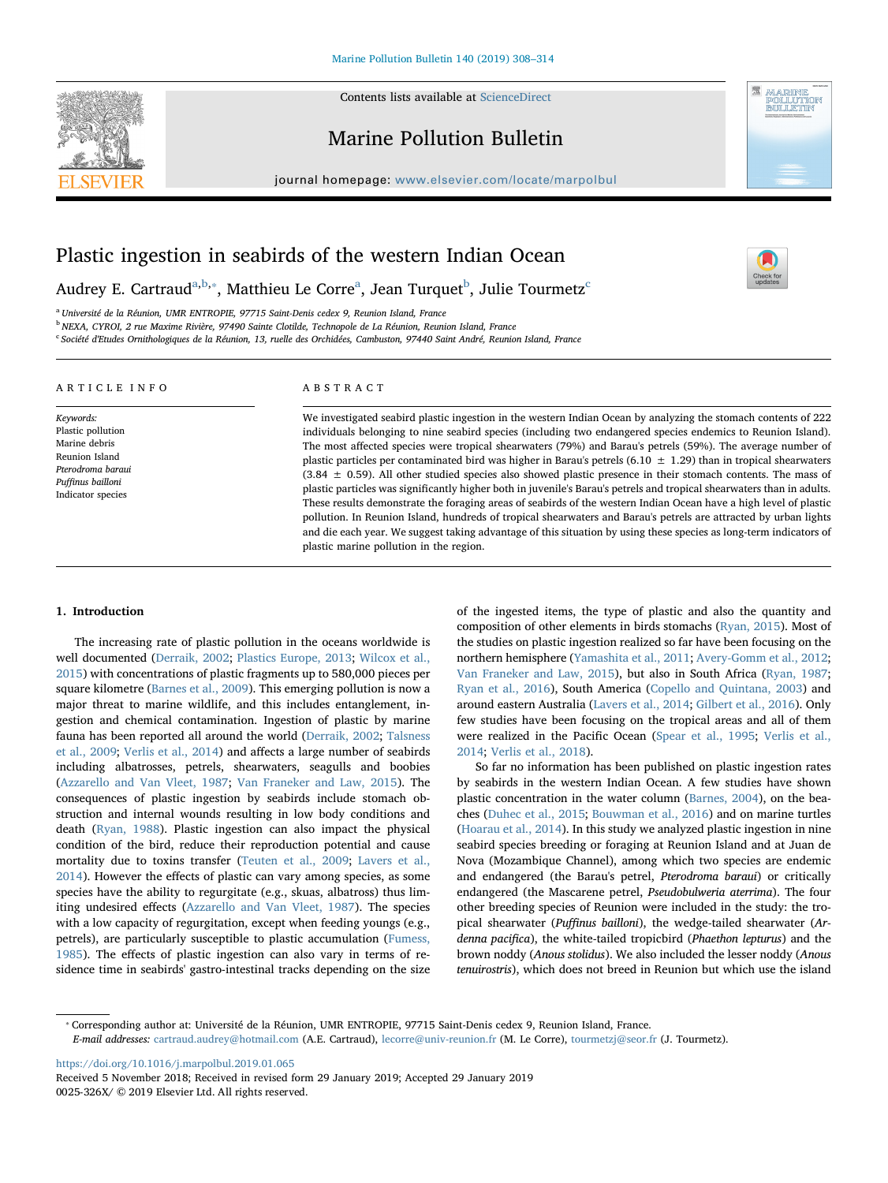# Plastic ingestion in seabirds of the western Indian Ocean

Audrey E. Cartraud[a,b,*], Matthieu Le Corre[a], Jean Turquet[b], Julie Tourmetz[c]

[a] Université de la Réunion, UMR ENTROPIE, 97715 Saint-Denis cedex 9, Reunion Island, France
[b] NEXA, CYROI, 2 rue Maxime Rivière, 97490 Sainte Clotilde, Technopole de La Réunion, Reunion Island, France
[c] Société d'Etudes Ornithologiques de la Réunion, 13, ruelle des Orchidées, Cambuston, 97440 Saint André, Reunion Island, France

## ARTICLE INFO

*Keywords:*
Plastic pollution
Marine debris
Reunion Island
*Pterodroma baraui*
*Puffinus bailloni*
Indicator species

## ABSTRACT

We investigated seabird plastic ingestion in the western Indian Ocean by analyzing the stomach contents of 222 individuals belonging to nine seabird species (including two endangered species endemics to Reunion Island). The most affected species were tropical shearwaters (79%) and Barau's petrels (59%). The average number of plastic particles per contaminated bird was higher in Barau's petrels (6.10 ± 1.29) than in tropical shearwaters (3.84 ± 0.59). All other studied species also showed plastic presence in their stomach contents. The mass of plastic particles was significantly higher both in juvenile's Barau's petrels and tropical shearwaters than in adults. These results demonstrate the foraging areas of seabirds of the western Indian Ocean have a high level of plastic pollution. In Reunion Island, hundreds of tropical shearwaters and Barau's petrels are attracted by urban lights and die each year. We suggest taking advantage of this situation by using these species as long-term indicators of plastic marine pollution in the region.

## 1. Introduction

The increasing rate of plastic pollution in the oceans worldwide is well documented (Derraik, 2002; Plastics Europe, 2013; Wilcox et al., 2015) with concentrations of plastic fragments up to 580,000 pieces per square kilometre (Barnes et al., 2009). This emerging pollution is now a major threat to marine wildlife, and this includes entanglement, ingestion and chemical contamination. Ingestion of plastic by marine fauna has been reported all around the world (Derraik, 2002; Talsness et al., 2009; Verlis et al., 2014) and affects a large number of seabirds including albatrosses, petrels, shearwaters, seagulls and boobies (Azzarello and Van Vleet, 1987; Van Franeker and Law, 2015). The consequences of plastic ingestion by seabirds include stomach obstruction and internal wounds resulting in low body conditions and death (Ryan, 1988). Plastic ingestion can also impact the physical condition of the bird, reduce their reproduction potential and cause mortality due to toxins transfer (Teuten et al., 2009; Lavers et al., 2014). However the effects of plastic can vary among species, as some species have the ability to regurgitate (e.g., skuas, albatross) thus limiting undesired effects (Azzarello and Van Vleet, 1987). The species with a low capacity of regurgitation, except when feeding youngs (e.g., petrels), are particularly susceptible to plastic accumulation (Fumess, 1985). The effects of plastic ingestion can also vary in terms of residence time in seabirds' gastro-intestinal tracks depending on the size of the ingested items, the type of plastic and also the quantity and composition of other elements in birds stomachs (Ryan, 2015). Most of the studies on plastic ingestion realized so far have been focusing on the northern hemisphere (Yamashita et al., 2011; Avery-Gomm et al., 2012; Van Franeker and Law, 2015), but also in South Africa (Ryan, 1987; Ryan et al., 2016), South America (Copello and Quintana, 2003) and around eastern Australia (Lavers et al., 2014; Gilbert et al., 2016). Only few studies have been focusing on the tropical areas and all of them were realized in the Pacific Ocean (Spear et al., 1995; Verlis et al., 2014; Verlis et al., 2018).

So far no information has been published on plastic ingestion rates by seabirds in the western Indian Ocean. A few studies have shown plastic concentration in the water column (Barnes, 2004), on the beaches (Duhec et al., 2015; Bouwman et al., 2016) and on marine turtles (Hoarau et al., 2014). In this study we analyzed plastic ingestion in nine seabird species breeding or foraging at Reunion Island and at Juan de Nova (Mozambique Channel), among which two species are endemic and endangered (the Barau's petrel, *Pterodroma baraui*) or critically endangered (the Mascarene petrel, *Pseudobulweria aterrima*). The four other breeding species of Reunion were included in the study: the tropical shearwater (*Puffinus bailloni*), the wedge-tailed shearwater (*Ardenna pacifica*), the white-tailed tropicbird (*Phaethon lepturus*) and the brown noddy (*Anous stolidus*). We also included the lesser noddy (*Anous tenuirostris*), which does not breed in Reunion but which use the island

* Corresponding author at: Université de la Réunion, UMR ENTROPIE, 97715 Saint-Denis cedex 9, Reunion Island, France.
*E-mail addresses:* cartraud.audrey@hotmail.com (A.E. Cartraud), lecorre@univ-reunion.fr (M. Le Corre), tourmetzj@seor.fr (J. Tourmetz).

https://doi.org/10.1016/j.marpolbul.2019.01.065
Received 5 November 2018; Received in revised form 29 January 2019; Accepted 29 January 2019
0025-326X/ © 2019 Elsevier Ltd. All rights reserved.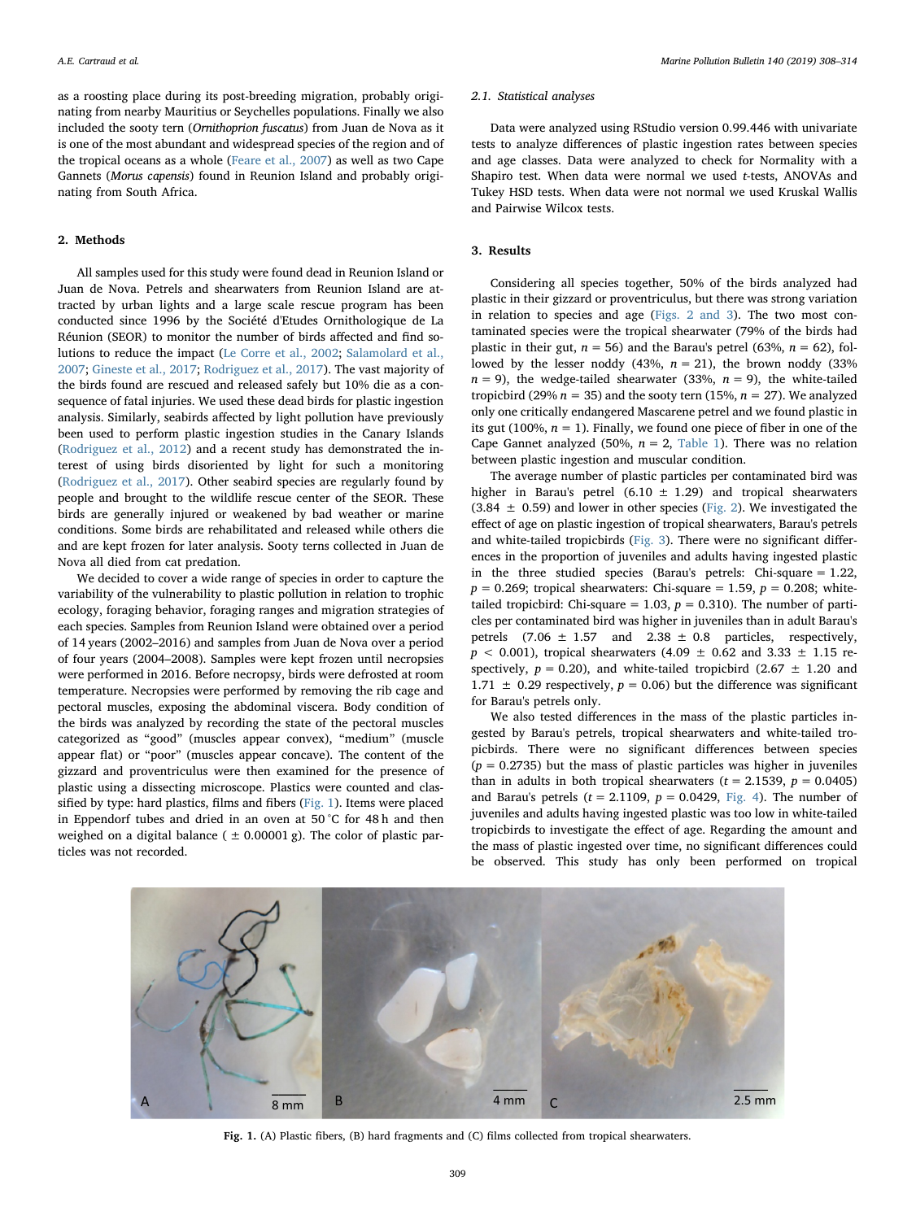as a roosting place during its post-breeding migration, probably originating from nearby Mauritius or Seychelles populations. Finally we also included the sooty tern (*Ornithoprion fuscatus*) from Juan de Nova as it is one of the most abundant and widespread species of the region and of the tropical oceans as a whole (Feare et al., 2007) as well as two Cape Gannets (*Morus capensis*) found in Reunion Island and probably originating from South Africa.

## 2. Methods

All samples used for this study were found dead in Reunion Island or Juan de Nova. Petrels and shearwaters from Reunion Island are attracted by urban lights and a large scale rescue program has been conducted since 1996 by the Société d'Etudes Ornithologique de La Réunion (SEOR) to monitor the number of birds affected and find solutions to reduce the impact (Le Corre et al., 2002; Salamolard et al., 2007; Gineste et al., 2017; Rodriguez et al., 2017). The vast majority of the birds found are rescued and released safely but 10% die as a consequence of fatal injuries. We used these dead birds for plastic ingestion analysis. Similarly, seabirds affected by light pollution have previously been used to perform plastic ingestion studies in the Canary Islands (Rodriguez et al., 2012) and a recent study has demonstrated the interest of using birds disoriented by light for such a monitoring (Rodriguez et al., 2017). Other seabird species are regularly found by people and brought to the wildlife rescue center of the SEOR. These birds are generally injured or weakened by bad weather or marine conditions. Some birds are rehabilitated and released while others die and are kept frozen for later analysis. Sooty terns collected in Juan de Nova all died from cat predation.

We decided to cover a wide range of species in order to capture the variability of the vulnerability to plastic pollution in relation to trophic ecology, foraging behavior, foraging ranges and migration strategies of each species. Samples from Reunion Island were obtained over a period of 14 years (2002–2016) and samples from Juan de Nova over a period of four years (2004–2008). Samples were kept frozen until necropsies were performed in 2016. Before necropsy, birds were defrosted at room temperature. Necropsies were performed by removing the rib cage and pectoral muscles, exposing the abdominal viscera. Body condition of the birds was analyzed by recording the state of the pectoral muscles categorized as "good" (muscles appear convex), "medium" (muscle appear flat) or "poor" (muscles appear concave). The content of the gizzard and proventriculus were then examined for the presence of plastic using a dissecting microscope. Plastics were counted and classified by type: hard plastics, films and fibers (Fig. 1). Items were placed in Eppendorf tubes and dried in an oven at 50 °C for 48 h and then weighed on a digital balance ( ± 0.00001 g). The color of plastic particles was not recorded.

### 2.1. Statistical analyses

Data were analyzed using RStudio version 0.99.446 with univariate tests to analyze differences of plastic ingestion rates between species and age classes. Data were analyzed to check for Normality with a Shapiro test. When data were normal we used *t*-tests, ANOVAs and Tukey HSD tests. When data were not normal we used Kruskal Wallis and Pairwise Wilcox tests.

## 3. Results

Considering all species together, 50% of the birds analyzed had plastic in their gizzard or proventriculus, but there was strong variation in relation to species and age (Figs. 2 and 3). The two most contaminated species were the tropical shearwater (79% of the birds had plastic in their gut, $n = 56$) and the Barau's petrel (63%, $n = 62$), followed by the lesser noddy (43%, $n = 21$), the brown noddy (33% $n = 9$), the wedge-tailed shearwater (33%, $n = 9$), the white-tailed tropicbird (29% $n = 35$) and the sooty tern (15%, $n = 27$). We analyzed only one critically endangered Mascarene petrel and we found plastic in its gut (100%, $n = 1$). Finally, we found one piece of fiber in one of the Cape Gannet analyzed (50%, $n = 2$, Table 1). There was no relation between plastic ingestion and muscular condition.

The average number of plastic particles per contaminated bird was higher in Barau's petrel (6.10 ± 1.29) and tropical shearwaters (3.84 ± 0.59) and lower in other species (Fig. 2). We investigated the effect of age on plastic ingestion of tropical shearwaters, Barau's petrels and white-tailed tropicbirds (Fig. 3). There were no significant differences in the proportion of juveniles and adults having ingested plastic in the three studied species (Barau's petrels: Chi-square = 1.22, $p = 0.269$; tropical shearwaters: Chi-square = 1.59, $p = 0.208$; white-tailed tropicbird: Chi-square = 1.03, $p = 0.310$). The number of particles per contaminated bird was higher in juveniles than in adult Barau's petrels (7.06 ± 1.57 and 2.38 ± 0.8 particles, respectively, $p < 0.001$), tropical shearwaters (4.09 ± 0.62 and 3.33 ± 1.15 respectively, $p = 0.20$), and white-tailed tropicbird (2.67 ± 1.20 and 1.71 ± 0.29 respectively, $p = 0.06$) but the difference was significant for Barau's petrels only.

We also tested differences in the mass of the plastic particles ingested by Barau's petrels, tropical shearwaters and white-tailed tropicbirds. There were no significant differences between species ($p = 0.2735$) but the mass of plastic particles was higher in juveniles than in adults in both tropical shearwaters ($t = 2.1539$, $p = 0.0405$) and Barau's petrels ($t = 2.1109$, $p = 0.0429$, Fig. 4). The number of juveniles and adults having ingested plastic was too low in white-tailed tropicbirds to investigate the effect of age. Regarding the amount and the mass of plastic ingested over time, no significant differences could be observed. This study has only been performed on tropical

**Fig. 1.** (A) Plastic fibers, (B) hard fragments and (C) films collected from tropical shearwaters.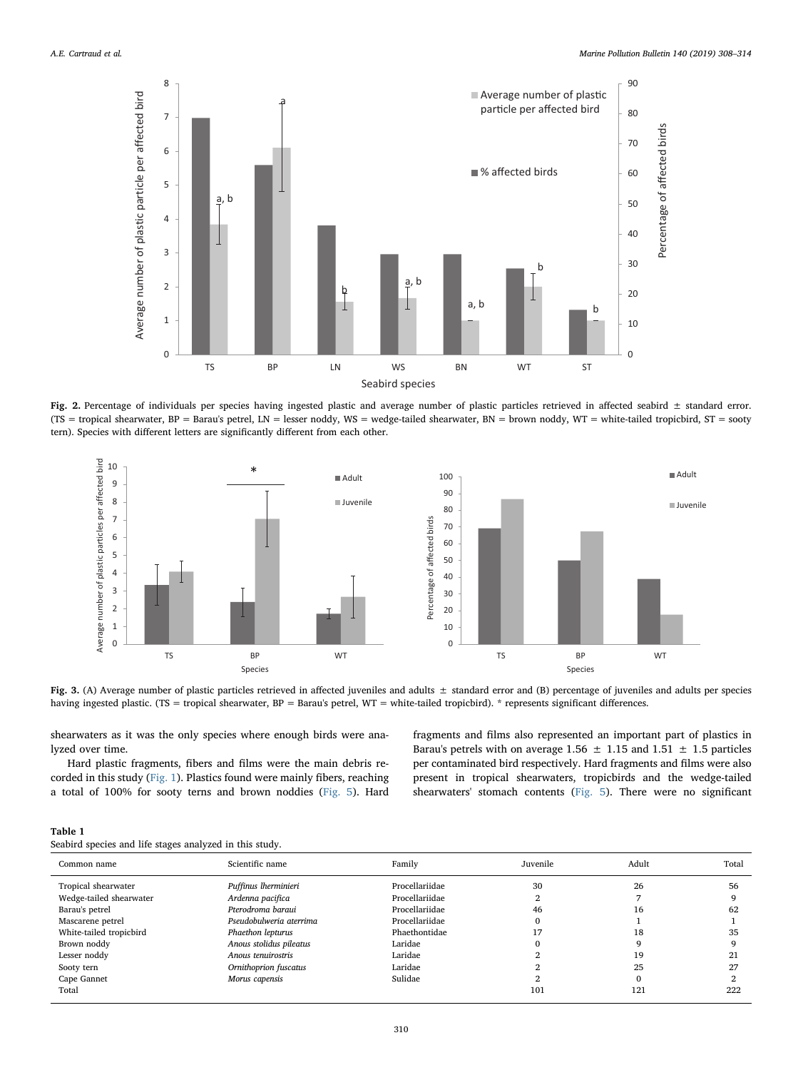Fig. 2. Percentage of individuals per species having ingested plastic and average number of plastic particles retrieved in affected seabird ± standard error. (TS = tropical shearwater, BP = Barau's petrel, LN = lesser noddy, WS = wedge-tailed shearwater, BN = brown noddy, WT = white-tailed tropicbird, ST = sooty tern). Species with different letters are significantly different from each other.

Fig. 3. (A) Average number of plastic particles retrieved in affected juveniles and adults ± standard error and (B) percentage of juveniles and adults per species having ingested plastic. (TS = tropical shearwater, BP = Barau's petrel, WT = white-tailed tropicbird). * represents significant differences.

shearwaters as it was the only species where enough birds were analyzed over time.

Hard plastic fragments, fibers and films were the main debris recorded in this study (Fig. 1). Plastics found were mainly fibers, reaching a total of 100% for sooty terns and brown noddies (Fig. 5). Hard fragments and films also represented an important part of plastics in Barau's petrels with on average 1.56 ± 1.15 and 1.51 ± 1.5 particles per contaminated bird respectively. Hard fragments and films were also present in tropical shearwaters, tropicbirds and the wedge-tailed shearwaters' stomach contents (Fig. 5). There were no significant

**Table 1**
Seabird species and life stages analyzed in this study.

| Common name | Scientific name | Family | Juvenile | Adult | Total |
|---|---|---|---|---|---|
| Tropical shearwater | *Puffinus lherminieri* | Procellariidae | 30 | 26 | 56 |
| Wedge-tailed shearwater | *Ardenna pacifica* | Procellariidae | 2 | 7 | 9 |
| Barau's petrel | *Pterodroma baraui* | Procellariidae | 46 | 16 | 62 |
| Mascarene petrel | *Pseudobulweria aterrima* | Procellariidae | 0 | 1 | 1 |
| White-tailed tropicbird | *Phaethon lepturus* | Phaethontidae | 17 | 18 | 35 |
| Brown noddy | *Anous stolidus pileatus* | Laridae | 0 | 9 | 9 |
| Lesser noddy | *Anous tenuirostris* | Laridae | 2 | 19 | 21 |
| Sooty tern | *Ornithoprion fuscatus* | Laridae | 2 | 25 | 27 |
| Cape Gannet | *Morus capensis* | Sulidae | 2 | 0 | 2 |
| Total | | | 101 | 121 | 222 |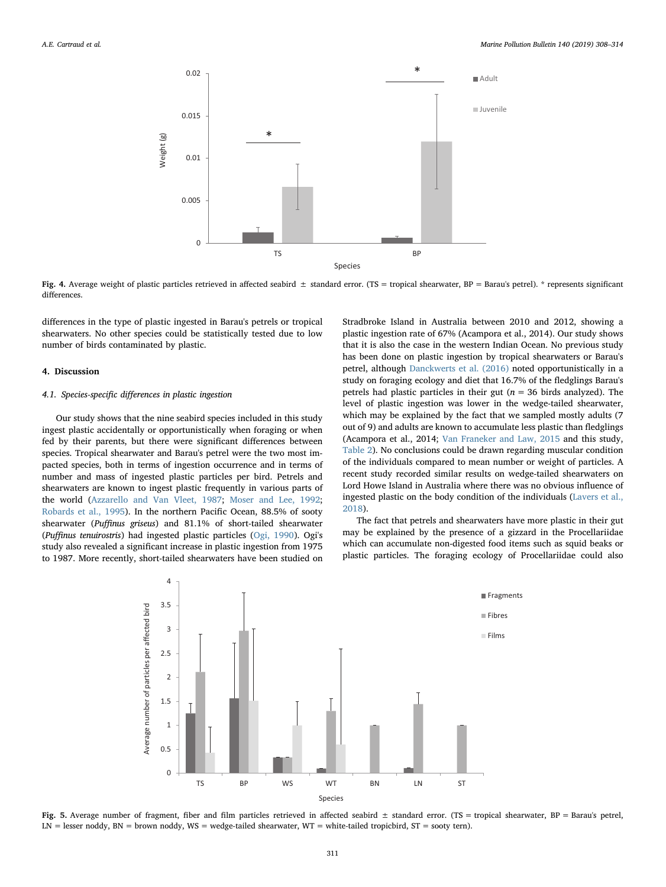Fig. 4. Average weight of plastic particles retrieved in affected seabird ± standard error. (TS = tropical shearwater, BP = Barau's petrel). * represents significant differences.

differences in the type of plastic ingested in Barau's petrels or tropical shearwaters. No other species could be statistically tested due to low number of birds contaminated by plastic.

## 4. Discussion

### 4.1. Species-specific differences in plastic ingestion

Our study shows that the nine seabird species included in this study ingest plastic accidentally or opportunistically when foraging or when fed by their parents, but there were significant differences between species. Tropical shearwater and Barau's petrel were the two most impacted species, both in terms of ingestion occurrence and in terms of number and mass of ingested plastic particles per bird. Petrels and shearwaters are known to ingest plastic frequently in various parts of the world (Azzarello and Van Vleet, 1987; Moser and Lee, 1992; Robards et al., 1995). In the northern Pacific Ocean, 88.5% of sooty shearwater (*Puffinus griseus*) and 81.1% of short-tailed shearwater (*Puffinus tenuirostris*) had ingested plastic particles (Ogi, 1990). Ogi's study also revealed a significant increase in plastic ingestion from 1975 to 1987. More recently, short-tailed shearwaters have been studied on Stradbroke Island in Australia between 2010 and 2012, showing a plastic ingestion rate of 67% (Acampora et al., 2014). Our study shows that it is also the case in the western Indian Ocean. No previous study has been done on plastic ingestion by tropical shearwaters or Barau's petrel, although Danckwerts et al. (2016) noted opportunistically in a study on foraging ecology and diet that 16.7% of the fledglings Barau's petrels had plastic particles in their gut ($n = 36$ birds analyzed). The level of plastic ingestion was lower in the wedge-tailed shearwater, which may be explained by the fact that we sampled mostly adults (7 out of 9) and adults are known to accumulate less plastic than fledglings (Acampora et al., 2014; Van Franeker and Law, 2015 and this study, Table 2). No conclusions could be drawn regarding muscular condition of the individuals compared to mean number or weight of particles. A recent study recorded similar results on wedge-tailed shearwaters on Lord Howe Island in Australia where there was no obvious influence of ingested plastic on the body condition of the individuals (Lavers et al., 2018).

The fact that petrels and shearwaters have more plastic in their gut may be explained by the presence of a gizzard in the Procellariidae which can accumulate non-digested food items such as squid beaks or plastic particles. The foraging ecology of Procellariidae could also

Fig. 5. Average number of fragment, fiber and film particles retrieved in affected seabird ± standard error. (TS = tropical shearwater, BP = Barau's petrel, LN = lesser noddy, BN = brown noddy, WS = wedge-tailed shearwater, WT = white-tailed tropicbird, ST = sooty tern).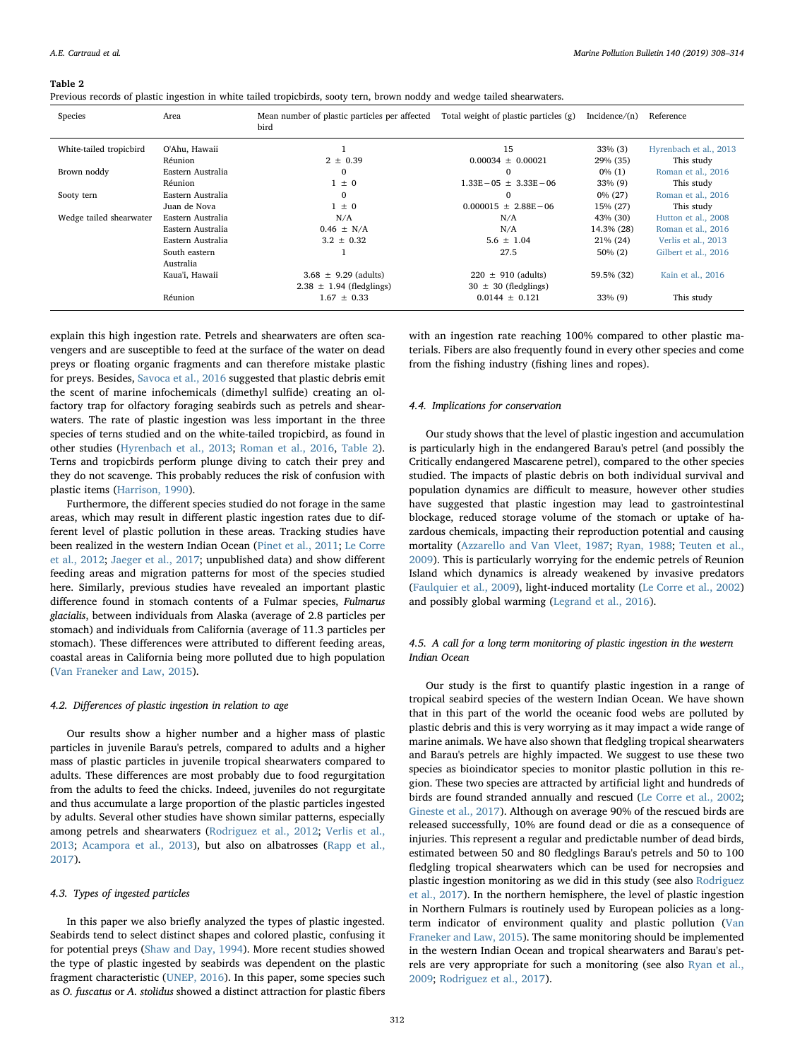**Table 2**
Previous records of plastic ingestion in white tailed tropicbirds, sooty tern, brown noddy and wedge tailed shearwaters.

| Species | Area | Mean number of plastic particles per affected bird | Total weight of plastic particles (g) | Incidence/(n) | Reference |
|---|---|---|---|---|---|
| White-tailed tropicbird | O'Ahu, Hawaii | 1 | 15 | 33% (3) | Hyrenbach et al., 2013 |
| | Réunion | 2 ± 0.39 | 0.00034 ± 0.00021 | 29% (35) | This study |
| Brown noddy | Eastern Australia | 0 | 0 | 0% (1) | Roman et al., 2016 |
| | Réunion | 1 ± 0 | 1.33E−05 ± 3.33E−06 | 33% (9) | This study |
| Sooty tern | Eastern Australia | 0 | 0 | 0% (27) | Roman et al., 2016 |
| | Juan de Nova | 1 ± 0 | 0.000015 ± 2.88E−06 | 15% (27) | This study |
| Wedge tailed shearwater | Eastern Australia | N/A | N/A | 43% (30) | Hutton et al., 2008 |
| | Eastern Australia | 0.46 ± N/A | N/A | 14.3% (28) | Roman et al., 2016 |
| | Eastern Australia | 3.2 ± 0.32 | 5.6 ± 1.04 | 21% (24) | Verlis et al., 2013 |
| | South eastern Australia | 1 | 27.5 | 50% (2) | Gilbert et al., 2016 |
| | Kaua'i, Hawaii | 3.68 ± 9.29 (adults) 2.38 ± 1.94 (fledglings) | 220 ± 910 (adults) 30 ± 30 (fledglings) | 59.5% (32) | Kain et al., 2016 |
| | Réunion | 1.67 ± 0.33 | 0.0144 ± 0.121 | 33% (9) | This study |

explain this high ingestion rate. Petrels and shearwaters are often scavengers and are susceptible to feed at the surface of the water on dead preys or floating organic fragments and can therefore mistake plastic for preys. Besides, Savoca et al., 2016 suggested that plastic debris emit the scent of marine infochemicals (dimethyl sulfide) creating an olfactory trap for olfactory foraging seabirds such as petrels and shearwaters. The rate of plastic ingestion was less important in the three species of terns studied and on the white-tailed tropicbird, as found in other studies (Hyrenbach et al., 2013; Roman et al., 2016, Table 2). Terns and tropicbirds perform plunge diving to catch their prey and they do not scavenge. This probably reduces the risk of confusion with plastic items (Harrison, 1990).

Furthermore, the different species studied do not forage in the same areas, which may result in different plastic ingestion rates due to different level of plastic pollution in these areas. Tracking studies have been realized in the western Indian Ocean (Pinet et al., 2011; Le Corre et al., 2012; Jaeger et al., 2017; unpublished data) and show different feeding areas and migration patterns for most of the species studied here. Similarly, previous studies have revealed an important plastic difference found in stomach contents of a Fulmar species, *Fulmarus glacialis*, between individuals from Alaska (average of 2.8 particles per stomach) and individuals from California (average of 11.3 particles per stomach). These differences were attributed to different feeding areas, coastal areas in California being more polluted due to high population (Van Franeker and Law, 2015).

### 4.2. Differences of plastic ingestion in relation to age

Our results show a higher number and a higher mass of plastic particles in juvenile Barau's petrels, compared to adults and a higher mass of plastic particles in juvenile tropical shearwaters compared to adults. These differences are most probably due to food regurgitation from the adults to feed the chicks. Indeed, juveniles do not regurgitate and thus accumulate a large proportion of the plastic particles ingested by adults. Several other studies have shown similar patterns, especially among petrels and shearwaters (Rodriguez et al., 2012; Verlis et al., 2013; Acampora et al., 2013), but also on albatrosses (Rapp et al., 2017).

### 4.3. Types of ingested particles

In this paper we also briefly analyzed the types of plastic ingested. Seabirds tend to select distinct shapes and colored plastic, confusing it for potential preys (Shaw and Day, 1994). More recent studies showed the type of plastic ingested by seabirds was dependent on the plastic fragment characteristic (UNEP, 2016). In this paper, some species such as *O. fuscatus* or *A. stolidus* showed a distinct attraction for plastic fibers with an ingestion rate reaching 100% compared to other plastic materials. Fibers are also frequently found in every other species and come from the fishing industry (fishing lines and ropes).

### 4.4. Implications for conservation

Our study shows that the level of plastic ingestion and accumulation is particularly high in the endangered Barau's petrel (and possibly the Critically endangered Mascarene petrel), compared to the other species studied. The impacts of plastic debris on both individual survival and population dynamics are difficult to measure, however other studies have suggested that plastic ingestion may lead to gastrointestinal blockage, reduced storage volume of the stomach or uptake of hazardous chemicals, impacting their reproduction potential and causing mortality (Azzarello and Van Vleet, 1987; Ryan, 1988; Teuten et al., 2009). This is particularly worrying for the endemic petrels of Reunion Island which dynamics is already weakened by invasive predators (Faulquier et al., 2009), light-induced mortality (Le Corre et al., 2002) and possibly global warming (Legrand et al., 2016).

### 4.5. A call for a long term monitoring of plastic ingestion in the western Indian Ocean

Our study is the first to quantify plastic ingestion in a range of tropical seabird species of the western Indian Ocean. We have shown that in this part of the world the oceanic food webs are polluted by plastic debris and this is very worrying as it may impact a wide range of marine animals. We have also shown that fledgling tropical shearwaters and Barau's petrels are highly impacted. We suggest to use these two species as bioindicator species to monitor plastic pollution in this region. These two species are attracted by artificial light and hundreds of birds are found stranded annually and rescued (Le Corre et al., 2002; Gineste et al., 2017). Although on average 90% of the rescued birds are released successfully, 10% are found dead or die as a consequence of injuries. This represent a regular and predictable number of dead birds, estimated between 50 and 80 fledglings Barau's petrels and 50 to 100 fledgling tropical shearwaters which can be used for necropsies and plastic ingestion monitoring as we did in this study (see also Rodriguez et al., 2017). In the northern hemisphere, the level of plastic ingestion in Northern Fulmars is routinely used by European policies as a long-term indicator of environment quality and plastic pollution (Van Franeker and Law, 2015). The same monitoring should be implemented in the western Indian Ocean and tropical shearwaters and Barau's petrels are very appropriate for such a monitoring (see also Ryan et al., 2009; Rodriguez et al., 2017).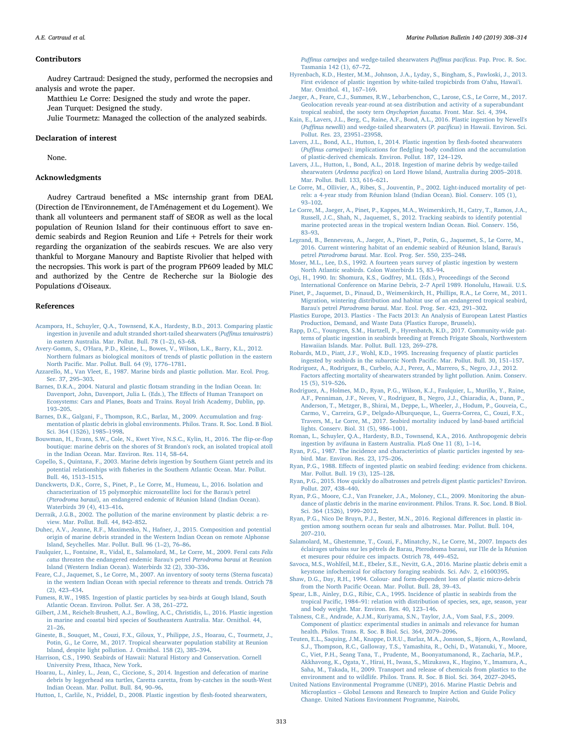### Contributors

Audrey Cartraud: Designed the study, performed the necropsies and analysis and wrote the paper.

Matthieu Le Corre: Designed the study and wrote the paper.

Jean Turquet: Designed the study.

Julie Tourmetz: Managed the collection of the analyzed seabirds.

### Declaration of interest

None.

### Acknowledgments

Audrey Cartraud benefited a MSc internship grant from DEAL (Direction de l'Environnement, de l'Aménagement et du Logement). We thank all volunteers and permanent staff of SEOR as well as the local population of Reunion Island for their continuous effort to save endemic seabirds and Region Reunion and Life + Petrels for their work regarding the organization of the seabirds rescues. We are also very thankful to Morgane Manoury and Baptiste Rivolier that helped with the necropsies. This work is part of the program PP609 leaded by MLC and authorized by the Centre de Recherche sur la Biologie des Populations d'Oiseaux.

### References

Acampora, H., Schuyler, Q.A., Townsend, K.A., Hardesty, B.D., 2013. Comparing plastic ingestion in juvenile and adult stranded short-tailed shearwaters (*Puffinus tenuirostris*) in eastern Australia. Mar. Pollut. Bull. 78 (1–2), 63–68.

Avery-Gomm, S., O'Hara, P.D., Kleine, L., Bowes, V., Wilson, L.K., Barry, K.L., 2012. Northern fulmars as biological monitors of trends of plastic pollution in the eastern North Pacific. Mar. Pollut. Bull. 64 (9), 1776–1781.

Azzarello, M., Van Vleet, E., 1987. Marine birds and plastic pollution. Mar. Ecol. Prog. Ser. 37, 295–303.

Barnes, D.K.A., 2004. Natural and plastic flotsam stranding in the Indian Ocean. In: Davenport, John, Davenport, Julia L. (Eds.), The Effects of Human Transport on Ecosystems: Cars and Planes, Boats and Trains. Royal Irish Academy, Dublin, pp. 193–205.

Barnes, D.K., Galgani, F., Thompson, R.C., Barlaz, M., 2009. Accumulation and fragmentation of plastic debris in global environments. Philos. Trans. R. Soc. Lond. B Biol. Sci. 364 (1526), 1985–1998.

Bouwman, H., Evans, S.W., Cole, N., Kwet Yive, N.S.C., Kylin, H., 2016. The flip-or-flop boutique: marine debris on the shores of St Brandon's rock, an isolated tropical atoll in the Indian Ocean. Mar. Environ. Res. 114, 58–64.

Copello, S., Quintana, F., 2003. Marine debris ingestion by Southern Giant petrels and its potential relationships with fisheries in the Southern Atlantic Ocean. Mar. Pollut. Bull. 46, 1513–1515.

Danckwerts, D.K., Corre, S., Pinet, P., Le Corre, M., Humeau, L., 2016. Isolation and characterization of 15 polymorphic microsatellite loci for the Barau's petrel (*Pterodroma baraui*), an endangered endemic of Réunion Island (Indian Ocean). Waterbirds 39 (4), 413–416.

Derraik, J.G.B., 2002. The pollution of the marine environment by plastic debris: a review. Mar. Pollut. Bull. 44, 842–852.

Duhec, A.V., Jeanne, R.F., Maximenko, N., Hafner, J., 2015. Composition and potential origin of marine debris stranded in the Western Indian Ocean on remote Alphonse Island, Seychelles. Mar. Pollut. Bull. 96 (1–2), 76–86.

Faulquier, L., Fontaine, R., Vidal, E., Salamolard, M., Le Corre, M., 2009. Feral cats *Felis catus* threaten the endangered endemic Barau's petrel *Pterodroma baraui* at Reunion Island (Western Indian Ocean). Waterbirds 32 (2), 330–336.

Feare, C.J., Jaquemet, S., Le Corre, M., 2007. An inventory of sooty terns (Sterna fuscata) in the western Indian Ocean with special reference to threats and trends. Ostrich 78 (2), 423–434.

Furness, R.W., 1985. Ingestion of plastic particles by sea-birds at Gough Island, South Atlantic Ocean. Environ. Pollut. Ser. A 38, 261–272.

Gilbert, J.M., Reichelt-Brushett, A.J., Bowling, A.C., Christidis, L., 2016. Plastic ingestion in marine and coastal bird species of Southeastern Australia. Mar. Ornithol. 44, 21–26.

Gineste, B., Souquet, M., Couzi, F.X., Giloux, Y., Philippe, J.S., Hoarau, C., Tourmetz, J., Potin, G., Le Corre, M., 2017. Tropical shearwater population stability at Reunion Island, despite light pollution. J. Ornithol. 158 (2), 385–394.

Harrison, C.S., 1990. Seabirds of Hawaii: Natural History and Conservation. Cornell University Press, Ithaca, New York.

Hoarau, L., Ainley, L., Jean, C., Ciccione, S., 2014. Ingestion and defecation of marine debris by loggerhead sea turtles, Caretta caretta, from by-catches in the south-West Indian Ocean. Mar. Pollut. Bull. 84, 90–96.

Hutton, I., Carlile, N., Priddel, D., 2008. Plastic ingestion by flesh-footed shearwaters, *Puffinus carneipes* and wedge-tailed shearwaters *Puffinus pacificus*. Pap. Proc. R. Soc. Tasmania 142 (1), 67–72.

Hyrenbach, K.D., Hester, M.M., Johnson, J.A., Lyday, S., Bingham, S., Pawloski, J., 2013. First evidence of plastic ingestion by white-tailed tropicbirds from O'ahu, Hawai'i. Mar. Ornithol. 41, 167–169.

Jaeger, A., Feare, C.J., Summes, R.W., Lebarbenchon, C., Larose, C.S., Le Corre, M., 2017. Geolocation reveals year-round at-sea distribution and activity of a superabundant tropical seabird, the sooty tern *Onychoprion fuscatus*. Front. Mar. Sci. 4, 394.

Kain, E., Lavers, J.L., Berg, C., Raine, A.F., Bond, A.L., 2016. Plastic ingestion by Newell's (*Puffinus newelli*) and wedge-tailed shearwaters (*P. pacificus*) in Hawaii. Environ. Sci. Pollut. Res. 23, 23951–23958.

Lavers, J.L., Bond, A.L., Hutton, I., 2014. Plastic ingestion by flesh-footed shearwaters (*Puffinus carneipes*): implications for fledgling body condition and the accumulation of plastic-derived chemicals. Environ. Pollut. 187, 124–129.

Lavers, J.L., Hutton, I., Bond, A.L., 2018. Ingestion of marine debris by wedge-tailed shearwaters (*Ardenna pacifica*) on Lord Howe Island, Australia during 2005–2018. Mar. Pollut. Bull. 133, 616–621.

Le Corre, M., Ollivier, A., Ribes, S., Jouventin, P., 2002. Light-induced mortality of petrels: a 4-year study from Réunion Island (Indian Ocean). Biol. Conserv. 105 (1), 93–102.

Le Corre, M., Jaeger, A., Pinet, P., Kappes, M.A., Weimerskirch, H., Catry, T., Ramos, J.A., Russell, J.C., Shah, N., Jaquemet, S., 2012. Tracking seabirds to identify potential marine protected areas in the tropical western Indian Ocean. Biol. Conserv. 156, 83–93.

Legrand, B., Benneveau, A., Jaeger, A., Pinet, P., Potin, G., Jaquemet, S., Le Corre, M., 2016. Current wintering habitat of an endemic seabird of Réunion Island, Barau's petrel *Pterodroma baraui*. Mar. Ecol. Prog. Ser. 550, 235–248.

Moser, M.L., Lee, D.S., 1992. A fourteen years survey of plastic ingestion by western North Atlantic seabirds. Colon Waterbirds 15, 83–94.

Ogi, H., 1990. In: Shomura, K.S., Godfrey, M.L. (Eds.), Proceedings of the Second International Conference on Marine Debris, 2–7 April 1989. Honolulu, Hawaii. U.S.

Pinet, P., Jaquemet, D., Pinaud, D., Weimerskirch, H., Phillips, R.A., Le Corre, M., 2011. Migration, wintering distribution and habitat use of an endangered tropical seabird, Barau's petrel *Pterodroma baraui*. Mar. Ecol. Prog. Ser. 423, 291–302.

Plastics Europe, 2013. Plastics - The Facts 2013: An Analysis of European Latest Plastics Production, Demand, and Waste Data (Plastics Europe, Brussels).

Rapp, D.C., Youngren, S.M., Hartzell, P., Hyrenbatch, K.D., 2017. Community-wide patterns of plastic ingestion in seabirds breeding at French Frigate Shoals, Northwestern Hawaiian Islands. Mar. Pollut. Bull. 123, 269–278.

Robards, M.D., Piatt, J.F., Wohl, K.D., 1995. Increasing frequency of plastic particles ingested by seabirds in the subarctic North Pacific. Mar. Pollut. Bull. 30, 151–157.

Rodriguez, A., Rodriguez, B., Curbelo, A.J., Perez, A., Marrero, S., Negro, J.J., 2012. Factors affecting mortality of shearwaters stranded by light pollution. Anim. Conserv. 15 (5), 519–526.

Rodriguez, A., Holmes, M.D., Ryan, P.G., Wilson, K.J., Faulquier, L., Murillo, Y., Raine, A.F., Penniman, J.F., Neves, V., Rodriguez, B., Negro, J.J., Chiaradia, A., Dann, P., Anderson, T., Metzger, B., Shirai, M., Deppe, L., Wheeler, J., Hodum, P., Gouveia, C., Carmo, V., Carreira, G.P., Delgado-Alburqueque, L., Guerra-Correa, C., Couzi, F.X., Travers, M., Le Corre, M., 2017. Seabird mortality induced by land-based artificial lights. Conserv. Biol. 31 (5), 986–1001.

Roman, L., Schuyler, Q.A., Hardesty, B.D., Townsend, K.A., 2016. Anthropogenic debris ingestion by avifauna in Eastern Australia. PLoS One 11 (8), 1–14.

Ryan, P.G., 1987. The incidence and characteristics of plastic particles ingested by seabird. Mar. Environ. Res. 23, 175–206.

Ryan, P.G., 1988. Effects of ingested plastic on seabird feeding: evidence from chickens. Mar. Pollut. Bull. 19 (3), 125–128.

Ryan, P.G., 2015. How quickly do albatrosses and petrels digest plastic particles? Environ. Pollut. 207, 438–440.

Ryan, P.G., Moore, C.J., Van Franeker, J.A., Moloney, C.L., 2009. Monitoring the abundance of plastic debris in the marine environment. Philos. Trans. R. Soc. Lond. B Biol. Sci. 364 (1526), 1999–2012.

Ryan, P.G., Nico De Bruyn, P.J., Bester, M.N., 2016. Regional differences in plastic ingestion among southern ocean fur seals and albatrosses. Mar. Pollut. Bull. 104, 207–210.

Salamolard, M., Ghestemme, T., Couzi, F., Minatchy, N., Le Corre, M., 2007. Impacts des éclairages urbains sur les pétrels de Barau, Pterodroma baraui, sur l'Ile de la Réunion et mesures pour réduire ces impacts. Ostrich 78, 449–452.

Savoca, M.S., Wohlfeil, M.E., Ebeler, S.E., Nevitt, G.A., 2016. Marine plastic debris emit a keystone infochemical for olfactory foraging seabirds. Sci. Adv. 2, e1600395.

Shaw, D.G., Day, R.H., 1994. Colour- and form-dependent loss of plastic micro-debris from the North Pacific Ocean. Mar. Pollut. Bull. 28, 39–43.

Spear, L.B., Ainley, D.G., Ribic, C.A., 1995. Incidence of plastic in seabirds from the tropical Pacific, 1984–91: relation with distribution of species, sex, age, season, year and body weight. Mar. Environ. Res. 40, 123–146.

Talsness, C.E., Andrade, A.J.M., Kuriyama, S.N., Taylor, J.A., Vom Saal, F.S., 2009. Component of plastics: experimental studies in animals and relevance for human health. Philos. Trans. R. Soc. B Biol. Sci. 364, 2079–2096.

Teuten, E.L., Saquing, J.M., Knappe, D.R.U., Barlaz, M.A., Jonsson, S., Bjorn, A., Rowland, S.J., Thompson, R.C., Galloway, T.S., Yamashita, R., Ochi, D., Watanuki, Y., Moore, C., Viet, P.H., Seang Tana, T., Prudente, M., Boonyatumanond, R., Zacharia, M.P., Akkhavong, K., Ogata, Y., Hirai, H., Iwasa, S., Mizukawa, K., Hagino, Y., Imamura, A., Saha, M., Takada, H., 2009. Transport and release of chemicals from plastics to the environment and to wildlife. Philos. Trans. R. Soc. B Biol. Sci. 364, 2027–2045.

United Nations Environmental Programme (UNEP), 2016. Marine Plastic Debris and Microplastics – Global Lessons and Research to Inspire Action and Guide Policy Change. United Nations Environment Programme, Nairobi.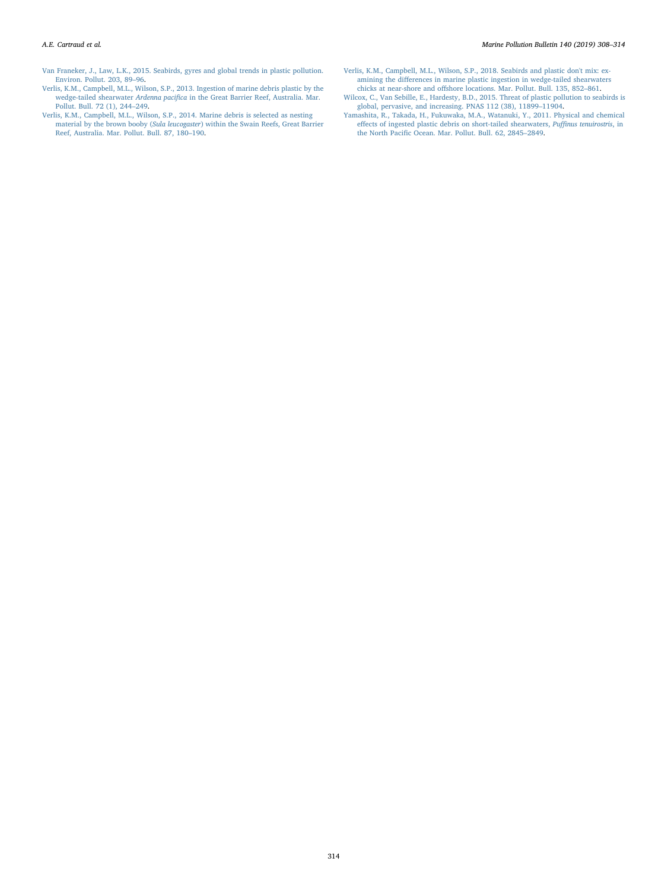Van Franeker, J., Law, L.K., 2015. Seabirds, gyres and global trends in plastic pollution. Environ. Pollut. 203, 89–96.

Verlis, K.M., Campbell, M.L., Wilson, S.P., 2013. Ingestion of marine debris plastic by the wedge-tailed shearwater *Ardenna pacifica* in the Great Barrier Reef, Australia. Mar. Pollut. Bull. 72 (1), 244–249.

Verlis, K.M., Campbell, M.L., Wilson, S.P., 2014. Marine debris is selected as nesting material by the brown booby (*Sula leucogaster*) within the Swain Reefs, Great Barrier Reef, Australia. Mar. Pollut. Bull. 87, 180–190.

Verlis, K.M., Campbell, M.L., Wilson, S.P., 2018. Seabirds and plastic don't mix: examining the differences in marine plastic ingestion in wedge-tailed shearwaters chicks at near-shore and offshore locations. Mar. Pollut. Bull. 135, 852–861.

Wilcox, C., Van Sebille, E., Hardesty, B.D., 2015. Threat of plastic pollution to seabirds is global, pervasive, and increasing. PNAS 112 (38), 11899–11904.

Yamashita, R., Takada, H., Fukuwaka, M.A., Watanuki, Y., 2011. Physical and chemical effects of ingested plastic debris on short-tailed shearwaters, *Puffinus tenuirostris*, in the North Pacific Ocean. Mar. Pollut. Bull. 62, 2845–2849.